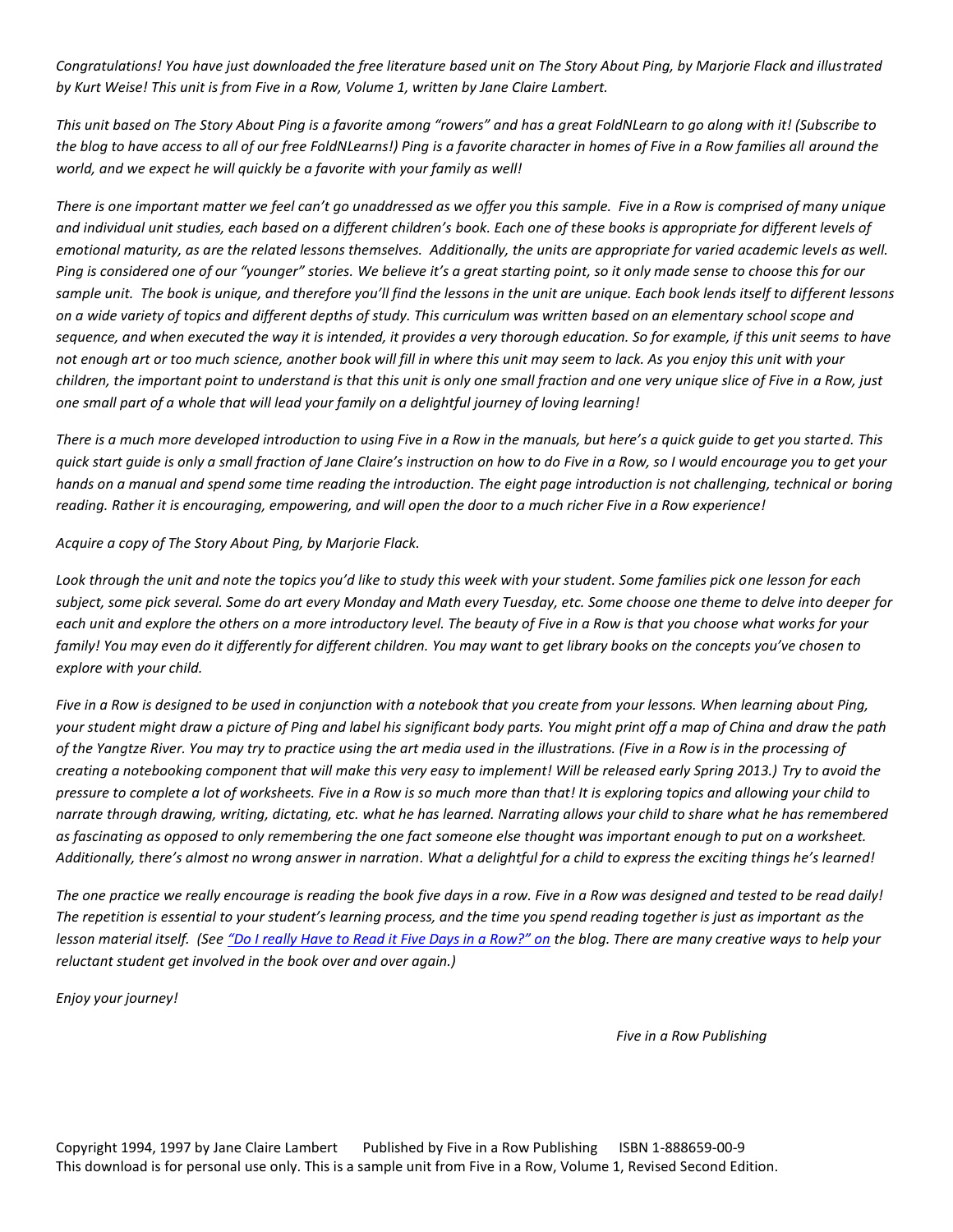*Congratulations! You have just downloaded the free literature based unit on The Story About Ping, by Marjorie Flack and illustrated by Kurt Weise! This unit is from Five in a Row, Volume 1, written by Jane Claire Lambert.*

*This unit based on The Story About Ping is a favorite among "rowers" and has a great FoldNLearn to go along with it! (Subscribe to the blog to have access to all of our free FoldNLearns!) Ping is a favorite character in homes of Five in a Row families all around the world, and we expect he will quickly be a favorite with your family as well!*

*There is one important matter we feel can't go unaddressed as we offer you this sample. Five in a Row is comprised of many unique and individual unit studies, each based on a different children's book. Each one of these books is appropriate for different levels of emotional maturity, as are the related lessons themselves. Additionally, the units are appropriate for varied academic levels as well. Ping is considered one of our "younger" stories. We believe it's a great starting point, so it only made sense to choose this for our sample unit. The book is unique, and therefore you'll find the lessons in the unit are unique. Each book lends itself to different lessons on a wide variety of topics and different depths of study. This curriculum was written based on an elementary school scope and sequence, and when executed the way it is intended, it provides a very thorough education. So for example, if this unit seems to have not enough art or too much science, another book will fill in where this unit may seem to lack. As you enjoy this unit with your children, the important point to understand is that this unit is only one small fraction and one very unique slice of Five in a Row, just one small part of a whole that will lead your family on a delightful journey of loving learning!*

*There is a much more developed introduction to using Five in a Row in the manuals, but here's a quick guide to get you started. This quick start guide is only a small fraction of Jane Claire's instruction on how to do Five in a Row, so I would encourage you to get your hands on a manual and spend some time reading the introduction. The eight page introduction is not challenging, technical or boring reading. Rather it is encouraging, empowering, and will open the door to a much richer Five in a Row experience!*

*Acquire a copy of The Story About Ping, by Marjorie Flack.*

*Look through the unit and note the topics you'd like to study this week with your student. Some families pick one lesson for each subject, some pick several. Some do art every Monday and Math every Tuesday, etc. Some choose one theme to delve into deeper for each unit and explore the others on a more introductory level. The beauty of Five in a Row is that you choose what works for your family! You may even do it differently for different children. You may want to get library books on the concepts you've chosen to explore with your child.*

*Five in a Row is designed to be used in conjunction with a notebook that you create from your lessons. When learning about Ping, your student might draw a picture of Ping and label his significant body parts. You might print off a map of China and draw the path of the Yangtze River. You may try to practice using the art media used in the illustrations. (Five in a Row is in the processing of creating a notebooking component that will make this very easy to implement! Will be released early Spring 2013.) Try to avoid the pressure to complete a lot of worksheets. Five in a Row is so much more than that! It is exploring topics and allowing your child to narrate through drawing, writing, dictating, etc. what he has learned. Narrating allows your child to share what he has remembered as fascinating as opposed to only remembering the one fact someone else thought was important enough to put on a worksheet. Additionally, there's almost no wrong answer in narration. What a delightful for a child to express the exciting things he's learned!*

*The one practice we really encourage is reading the book five days in a row. Five in a Row was designed and tested to be read daily! The repetition is essential to your student's learning process, and the time you spend reading together is just as important as the lesson material itself. (See "Do I really Have to Read it Five Days in a Row?" on the blog. There are many creative ways to help your reluctant student get involved in the book over and over again.)*

*Enjoy your journey!*

*Five in a Row Publishing*

Copyright 1994, 1997 by Jane Claire Lambert   Published by Five in a Row Publishing   ISBN 1-888659-00-9
This download is for personal use only. This is a sample unit from Five in a Row, Volume 1, Revised Second Edition.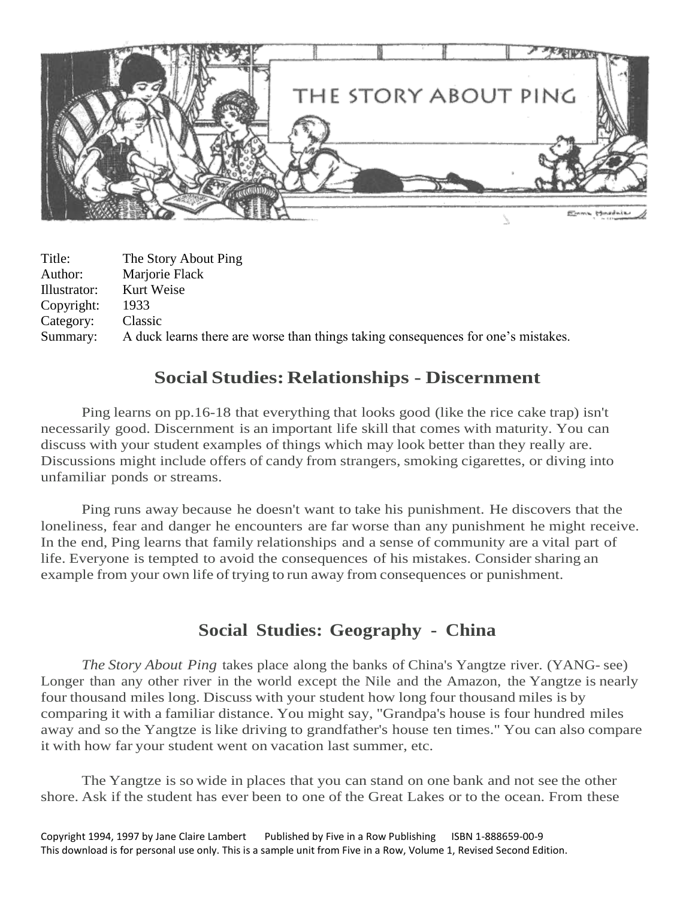Title: The Story About Ping
Author: Marjorie Flack
Illustrator: Kurt Weise
Copyright: 1933
Category: Classic
Summary: A duck learns there are worse than things taking consequences for one's mistakes.

## Social Studies: Relationships - Discernment

Ping learns on pp.16-18 that everything that looks good (like the rice cake trap) isn't necessarily good. Discernment is an important life skill that comes with maturity. You can discuss with your student examples of things which may look better than they really are. Discussions might include offers of candy from strangers, smoking cigarettes, or diving into unfamiliar ponds or streams.

Ping runs away because he doesn't want to take his punishment. He discovers that the loneliness, fear and danger he encounters are far worse than any punishment he might receive. In the end, Ping learns that family relationships and a sense of community are a vital part of life. Everyone is tempted to avoid the consequences of his mistakes. Consider sharing an example from your own life of trying to run away from consequences or punishment.

## Social Studies: Geography - China

*The Story About Ping* takes place along the banks of China's Yangtze river. (YANG- see) Longer than any other river in the world except the Nile and the Amazon, the Yangtze is nearly four thousand miles long. Discuss with your student how long four thousand miles is by comparing it with a familiar distance. You might say, "Grandpa's house is four hundred miles away and so the Yangtze is like driving to grandfather's house ten times." You can also compare it with how far your student went on vacation last summer, etc.

The Yangtze is so wide in places that you can stand on one bank and not see the other shore. Ask if the student has ever been to one of the Great Lakes or to the ocean. From these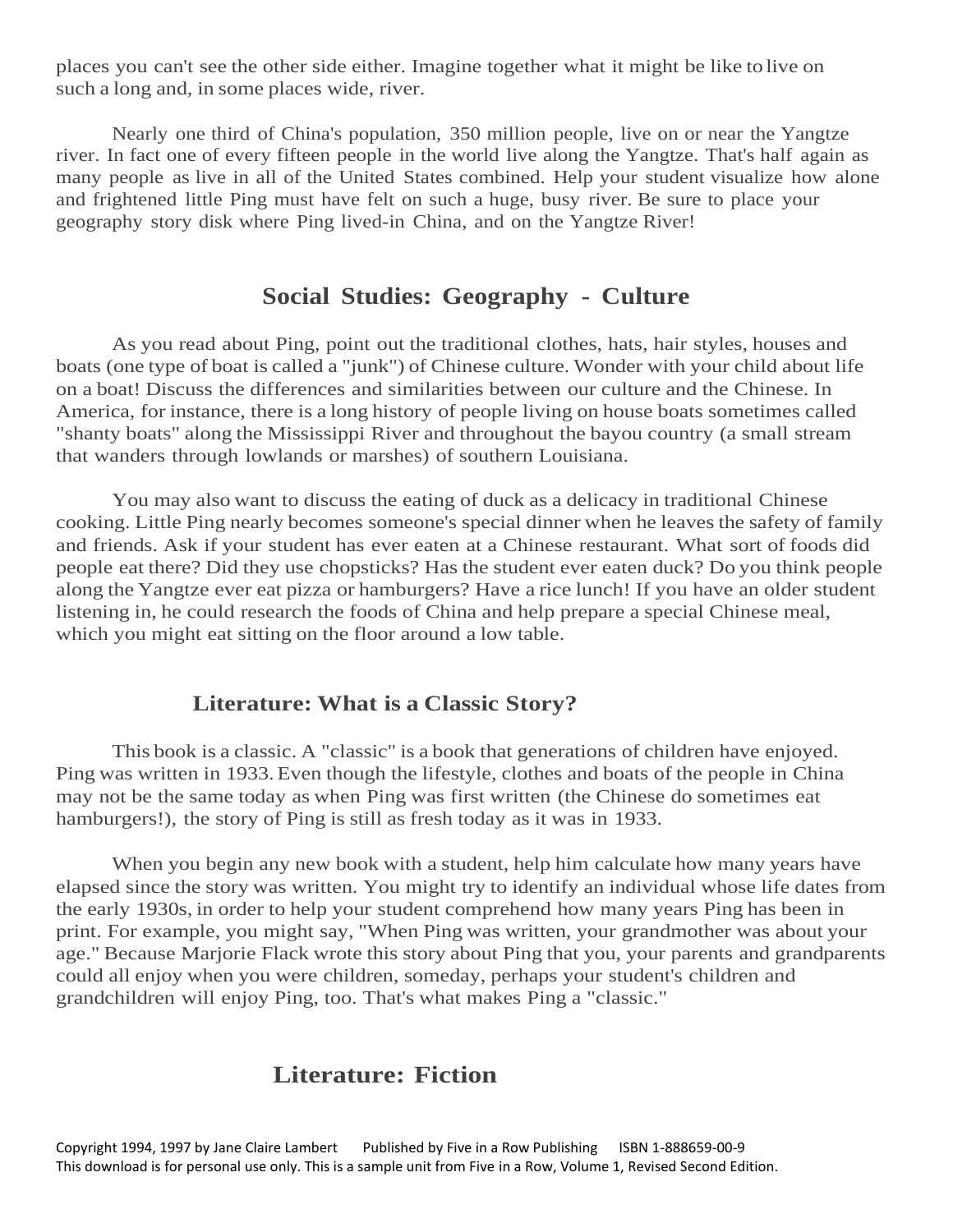places you can't see the other side either. Imagine together what it might be like to live on such a long and, in some places wide, river.

Nearly one third of China's population, 350 million people, live on or near the Yangtze river. In fact one of every fifteen people in the world live along the Yangtze. That's half again as many people as live in all of the United States combined. Help your student visualize how alone and frightened little Ping must have felt on such a huge, busy river. Be sure to place your geography story disk where Ping lived-in China, and on the Yangtze River!

## Social Studies: Geography - Culture

As you read about Ping, point out the traditional clothes, hats, hair styles, houses and boats (one type of boat is called a "junk") of Chinese culture. Wonder with your child about life on a boat! Discuss the differences and similarities between our culture and the Chinese. In America, for instance, there is a long history of people living on house boats sometimes called "shanty boats" along the Mississippi River and throughout the bayou country (a small stream that wanders through lowlands or marshes) of southern Louisiana.

You may also want to discuss the eating of duck as a delicacy in traditional Chinese cooking. Little Ping nearly becomes someone's special dinner when he leaves the safety of family and friends. Ask if your student has ever eaten at a Chinese restaurant. What sort of foods did people eat there? Did they use chopsticks? Has the student ever eaten duck? Do you think people along the Yangtze ever eat pizza or hamburgers? Have a rice lunch! If you have an older student listening in, he could research the foods of China and help prepare a special Chinese meal, which you might eat sitting on the floor around a low table.

## Literature: What is a Classic Story?

This book is a classic. A "classic" is a book that generations of children have enjoyed. Ping was written in 1933. Even though the lifestyle, clothes and boats of the people in China may not be the same today as when Ping was first written (the Chinese do sometimes eat hamburgers!), the story of Ping is still as fresh today as it was in 1933.

When you begin any new book with a student, help him calculate how many years have elapsed since the story was written. You might try to identify an individual whose life dates from the early 1930s, in order to help your student comprehend how many years Ping has been in print. For example, you might say, "When Ping was written, your grandmother was about your age." Because Marjorie Flack wrote this story about Ping that you, your parents and grandparents could all enjoy when you were children, someday, perhaps your student's children and grandchildren will enjoy Ping, too. That's what makes Ping a "classic."

## Literature: Fiction

Copyright 1994, 1997 by Jane Claire Lambert Published by Five in a Row Publishing ISBN 1-888659-00-9
This download is for personal use only. This is a sample unit from Five in a Row, Volume 1, Revised Second Edition.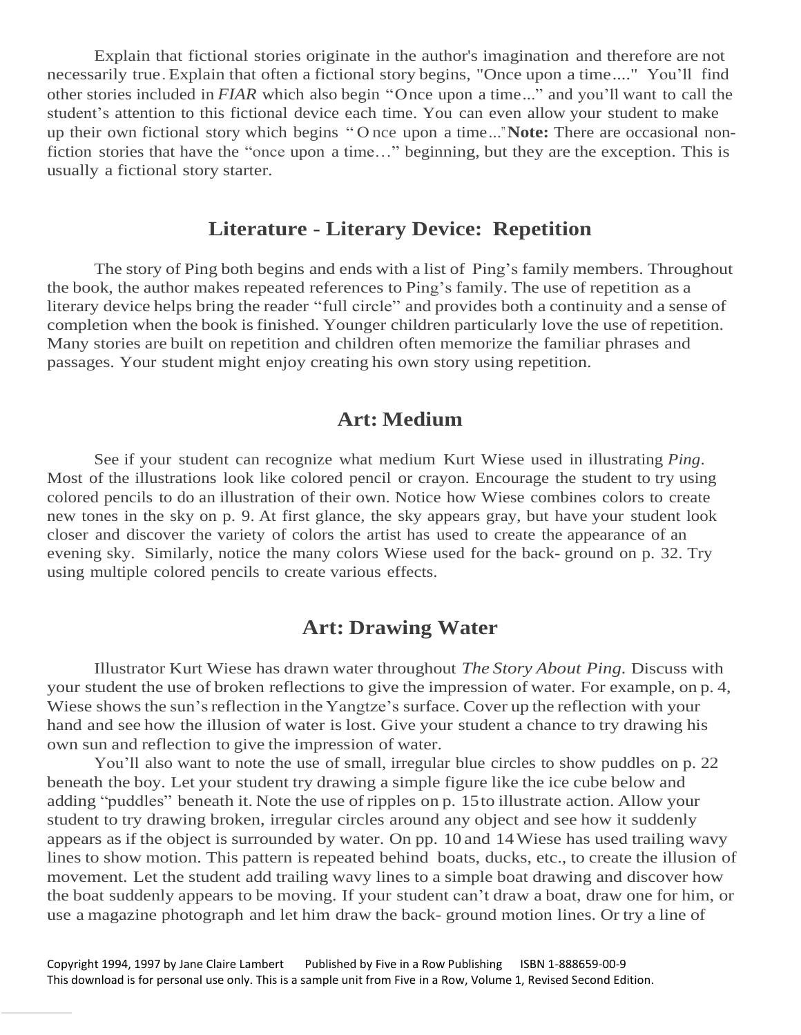Explain that fictional stories originate in the author's imagination and therefore are not necessarily true. Explain that often a fictional story begins, "Once upon a time...." You'll find other stories included in *FIAR* which also begin "Once upon a time..." and you'll want to call the student's attention to this fictional device each time. You can even allow your student to make up their own fictional story which begins "Once upon a time..." **Note:** There are occasional non-fiction stories that have the "once upon a time…" beginning, but they are the exception. This is usually a fictional story starter.

## Literature - Literary Device: Repetition

The story of Ping both begins and ends with a list of Ping's family members. Throughout the book, the author makes repeated references to Ping's family. The use of repetition as a literary device helps bring the reader "full circle" and provides both a continuity and a sense of completion when the book is finished. Younger children particularly love the use of repetition. Many stories are built on repetition and children often memorize the familiar phrases and passages. Your student might enjoy creating his own story using repetition.

## Art: Medium

See if your student can recognize what medium Kurt Wiese used in illustrating *Ping*. Most of the illustrations look like colored pencil or crayon. Encourage the student to try using colored pencils to do an illustration of their own. Notice how Wiese combines colors to create new tones in the sky on p. 9. At first glance, the sky appears gray, but have your student look closer and discover the variety of colors the artist has used to create the appearance of an evening sky. Similarly, notice the many colors Wiese used for the back- ground on p. 32. Try using multiple colored pencils to create various effects.

## Art: Drawing Water

Illustrator Kurt Wiese has drawn water throughout *The Story About Ping.* Discuss with your student the use of broken reflections to give the impression of water. For example, on p. 4, Wiese shows the sun's reflection in the Yangtze's surface. Cover up the reflection with your hand and see how the illusion of water is lost. Give your student a chance to try drawing his own sun and reflection to give the impression of water.

You'll also want to note the use of small, irregular blue circles to show puddles on p. 22 beneath the boy. Let your student try drawing a simple figure like the ice cube below and adding "puddles" beneath it. Note the use of ripples on p. 15 to illustrate action. Allow your student to try drawing broken, irregular circles around any object and see how it suddenly appears as if the object is surrounded by water. On pp. 10 and 14 Wiese has used trailing wavy lines to show motion. This pattern is repeated behind boats, ducks, etc., to create the illusion of movement. Let the student add trailing wavy lines to a simple boat drawing and discover how the boat suddenly appears to be moving. If your student can't draw a boat, draw one for him, or use a magazine photograph and let him draw the back- ground motion lines. Or try a line of

Copyright 1994, 1997 by Jane Claire Lambert Published by Five in a Row Publishing ISBN 1-888659-00-9
This download is for personal use only. This is a sample unit from Five in a Row, Volume 1, Revised Second Edition.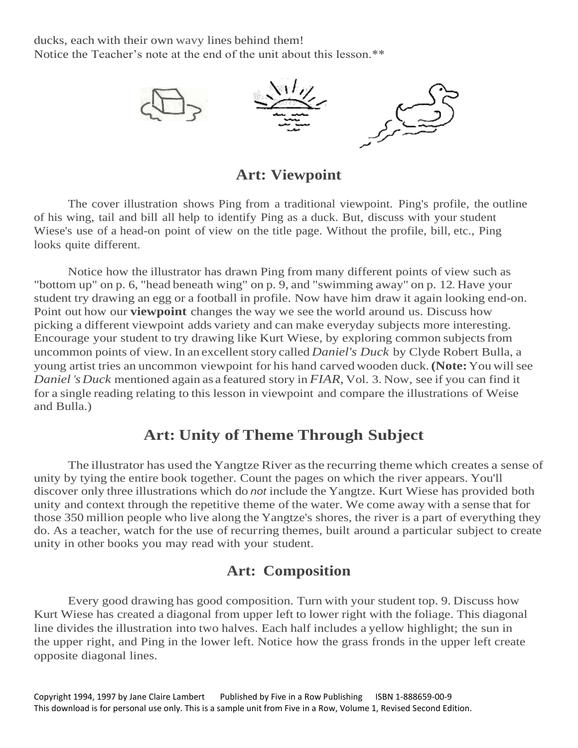ducks, each with their own wavy lines behind them!
Notice the Teacher's note at the end of the unit about this lesson.**

## Art: Viewpoint

The cover illustration shows Ping from a traditional viewpoint. Ping's profile, the outline of his wing, tail and bill all help to identify Ping as a duck. But, discuss with your student Wiese's use of a head-on point of view on the title page. Without the profile, bill, etc., Ping looks quite different.

Notice how the illustrator has drawn Ping from many different points of view such as "bottom up" on p. 6, "head beneath wing" on p. 9, and "swimming away" on p. 12. Have your student try drawing an egg or a football in profile. Now have him draw it again looking end-on. Point out how our **viewpoint** changes the way we see the world around us. Discuss how picking a different viewpoint adds variety and can make everyday subjects more interesting. Encourage your student to try drawing like Kurt Wiese, by exploring common subjects from uncommon points of view. In an excellent story called *Daniel's Duck* by Clyde Robert Bulla, a young artist tries an uncommon viewpoint for his hand carved wooden duck. **(Note:** You will see *Daniel's Duck* mentioned again as a featured story in *FIAR*, Vol. 3. Now, see if you can find it for a single reading relating to this lesson in viewpoint and compare the illustrations of Weise and Bulla.)

## Art: Unity of Theme Through Subject

The illustrator has used the Yangtze River as the recurring theme which creates a sense of unity by tying the entire book together. Count the pages on which the river appears. You'll discover only three illustrations which do *not* include the Yangtze. Kurt Wiese has provided both unity and context through the repetitive theme of the water. We come away with a sense that for those 350 million people who live along the Yangtze's shores, the river is a part of everything they do. As a teacher, watch for the use of recurring themes, built around a particular subject to create unity in other books you may read with your student.

## Art: Composition

Every good drawing has good composition. Turn with your student top. 9. Discuss how Kurt Wiese has created a diagonal from upper left to lower right with the foliage. This diagonal line divides the illustration into two halves. Each half includes a yellow highlight; the sun in the upper right, and Ping in the lower left. Notice how the grass fronds in the upper left create opposite diagonal lines.

Copyright 1994, 1997 by Jane Claire Lambert Published by Five in a Row Publishing ISBN 1-888659-00-9
This download is for personal use only. This is a sample unit from Five in a Row, Volume 1, Revised Second Edition.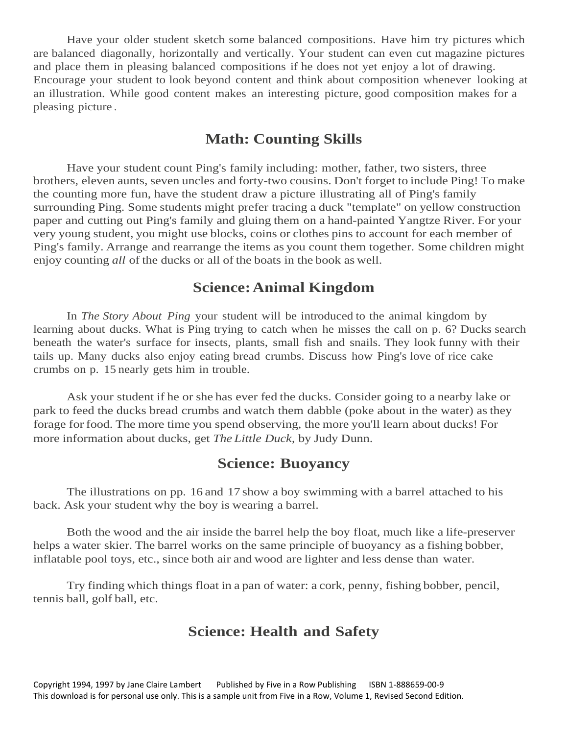Have your older student sketch some balanced compositions. Have him try pictures which are balanced diagonally, horizontally and vertically. Your student can even cut magazine pictures and place them in pleasing balanced compositions if he does not yet enjoy a lot of drawing. Encourage your student to look beyond content and think about composition whenever looking at an illustration. While good content makes an interesting picture, good composition makes for a pleasing picture.

## Math: Counting Skills

Have your student count Ping's family including: mother, father, two sisters, three brothers, eleven aunts, seven uncles and forty-two cousins. Don't forget to include Ping! To make the counting more fun, have the student draw a picture illustrating all of Ping's family surrounding Ping. Some students might prefer tracing a duck "template" on yellow construction paper and cutting out Ping's family and gluing them on a hand-painted Yangtze River. For your very young student, you might use blocks, coins or clothes pins to account for each member of Ping's family. Arrange and rearrange the items as you count them together. Some children might enjoy counting *all* of the ducks or all of the boats in the book as well.

## Science: Animal Kingdom

In *The Story About Ping* your student will be introduced to the animal kingdom by learning about ducks. What is Ping trying to catch when he misses the call on p. 6? Ducks search beneath the water's surface for insects, plants, small fish and snails. They look funny with their tails up. Many ducks also enjoy eating bread crumbs. Discuss how Ping's love of rice cake crumbs on p. 15 nearly gets him in trouble.

Ask your student if he or she has ever fed the ducks. Consider going to a nearby lake or park to feed the ducks bread crumbs and watch them dabble (poke about in the water) as they forage for food. The more time you spend observing, the more you'll learn about ducks! For more information about ducks, get *The Little Duck*, by Judy Dunn.

## Science: Buoyancy

The illustrations on pp. 16 and 17 show a boy swimming with a barrel attached to his back. Ask your student why the boy is wearing a barrel.

Both the wood and the air inside the barrel help the boy float, much like a life-preserver helps a water skier. The barrel works on the same principle of buoyancy as a fishing bobber, inflatable pool toys, etc., since both air and wood are lighter and less dense than water.

Try finding which things float in a pan of water: a cork, penny, fishing bobber, pencil, tennis ball, golf ball, etc.

## Science: Health and Safety

Copyright 1994, 1997 by Jane Claire Lambert Published by Five in a Row Publishing ISBN 1-888659-00-9
This download is for personal use only. This is a sample unit from Five in a Row, Volume 1, Revised Second Edition.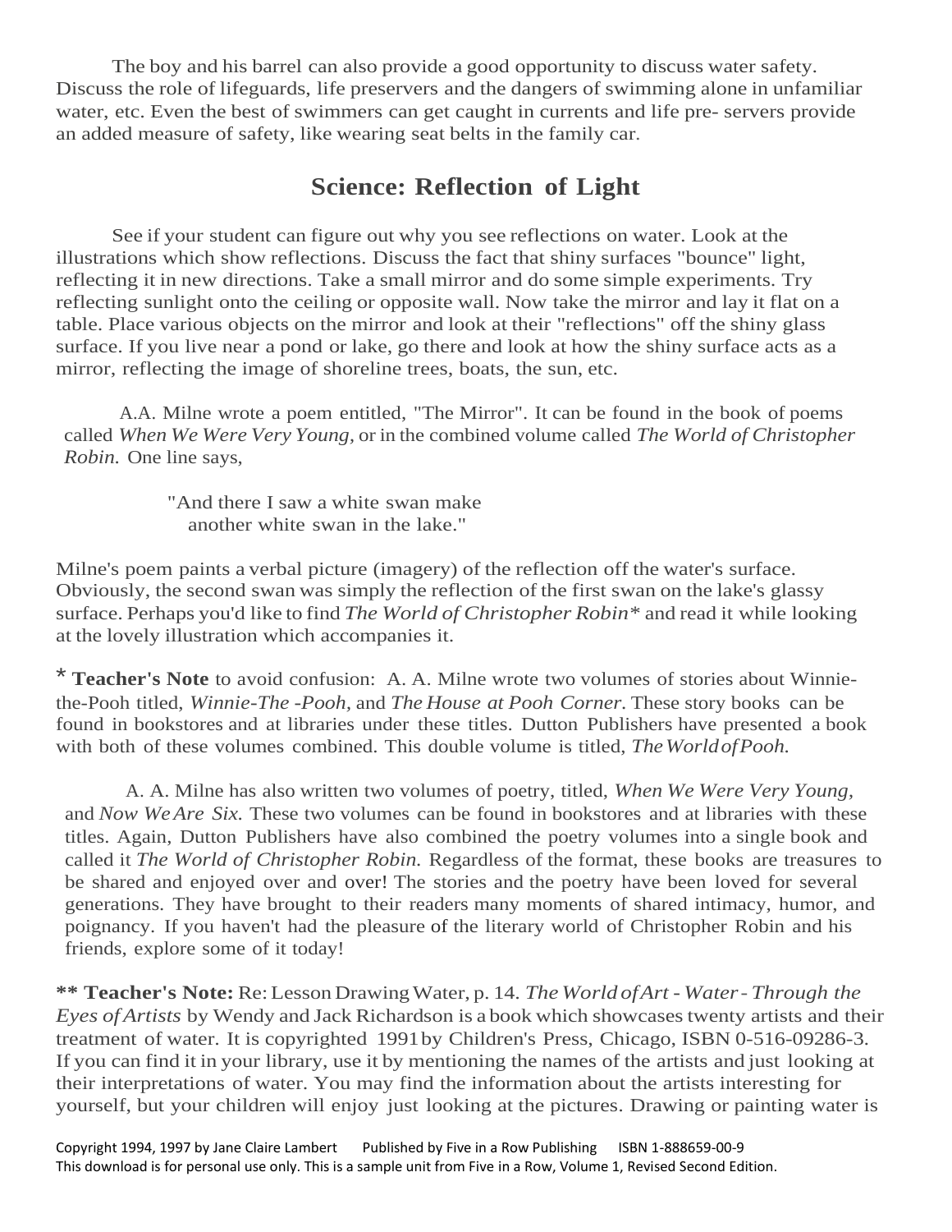The boy and his barrel can also provide a good opportunity to discuss water safety. Discuss the role of lifeguards, life preservers and the dangers of swimming alone in unfamiliar water, etc. Even the best of swimmers can get caught in currents and life pre- servers provide an added measure of safety, like wearing seat belts in the family car.

## Science: Reflection of Light

See if your student can figure out why you see reflections on water. Look at the illustrations which show reflections. Discuss the fact that shiny surfaces "bounce" light, reflecting it in new directions. Take a small mirror and do some simple experiments. Try reflecting sunlight onto the ceiling or opposite wall. Now take the mirror and lay it flat on a table. Place various objects on the mirror and look at their "reflections" off the shiny glass surface. If you live near a pond or lake, go there and look at how the shiny surface acts as a mirror, reflecting the image of shoreline trees, boats, the sun, etc.

A.A. Milne wrote a poem entitled, "The Mirror". It can be found in the book of poems called *When We Were Very Young*, or in the combined volume called *The World of Christopher Robin.* One line says,

> "And there I saw a white swan make
> another white swan in the lake."

Milne's poem paints a verbal picture (imagery) of the reflection off the water's surface. Obviously, the second swan was simply the reflection of the first swan on the lake's glassy surface. Perhaps you'd like to find *The World of Christopher Robin** and read it while looking at the lovely illustration which accompanies it.

\* **Teacher's Note** to avoid confusion: A. A. Milne wrote two volumes of stories about Winnie-the-Pooh titled, *Winnie-The -Pooh*, and *The House at Pooh Corner.* These story books can be found in bookstores and at libraries under these titles. Dutton Publishers have presented a book with both of these volumes combined. This double volume is titled, *The World of Pooh.*

A. A. Milne has also written two volumes of poetry, titled, *When We Were Very Young*, and *Now We Are Six.* These two volumes can be found in bookstores and at libraries with these titles. Again, Dutton Publishers have also combined the poetry volumes into a single book and called it *The World of Christopher Robin.* Regardless of the format, these books are treasures to be shared and enjoyed over and over! The stories and the poetry have been loved for several generations. They have brought to their readers many moments of shared intimacy, humor, and poignancy. If you haven't had the pleasure of the literary world of Christopher Robin and his friends, explore some of it today!

**\*\* Teacher's Note:** Re: Lesson Drawing Water, p. 14. *The World of Art - Water - Through the Eyes of Artists* by Wendy and Jack Richardson is a book which showcases twenty artists and their treatment of water. It is copyrighted 1991 by Children's Press, Chicago, ISBN 0-516-09286-3. If you can find it in your library, use it by mentioning the names of the artists and just looking at their interpretations of water. You may find the information about the artists interesting for yourself, but your children will enjoy just looking at the pictures. Drawing or painting water is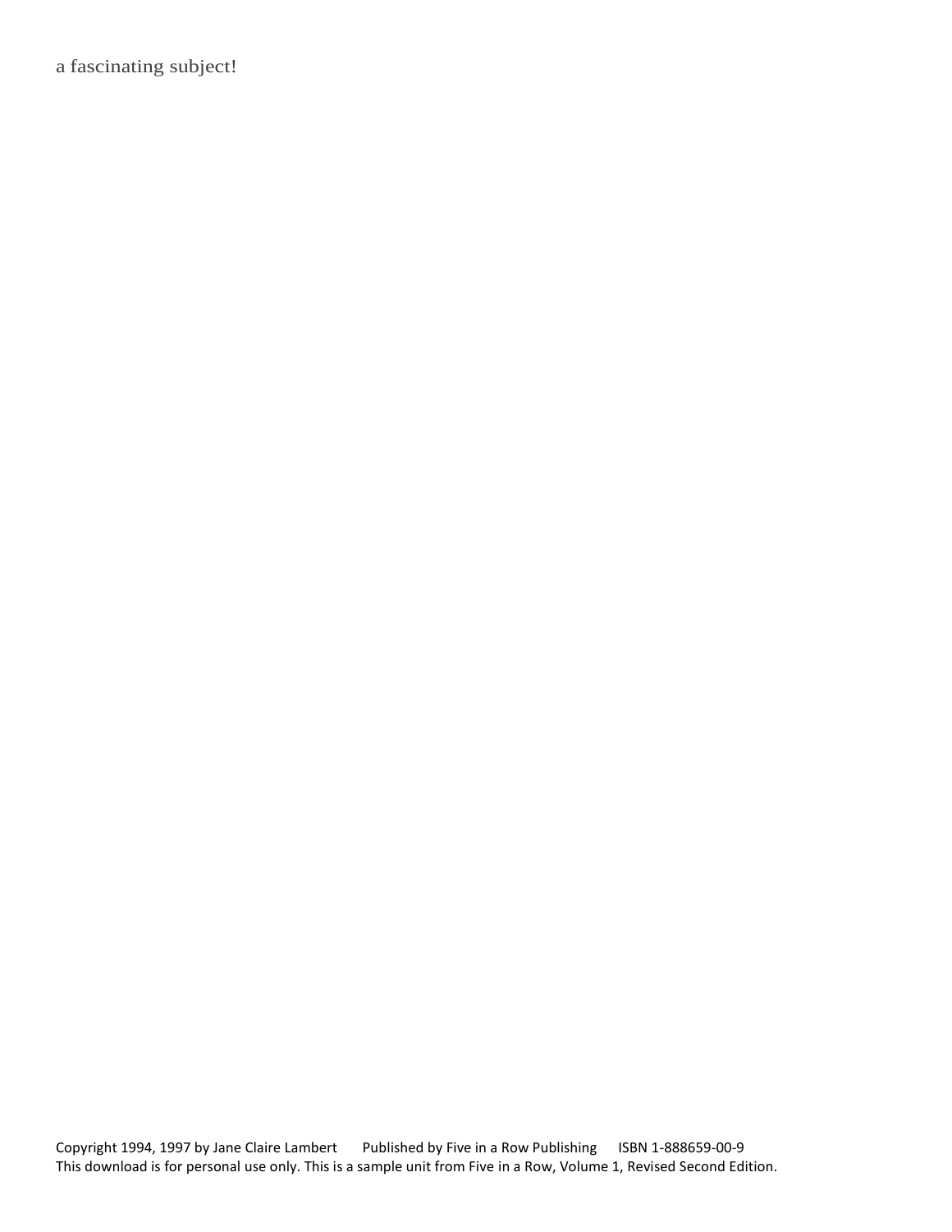a fascinating subject!